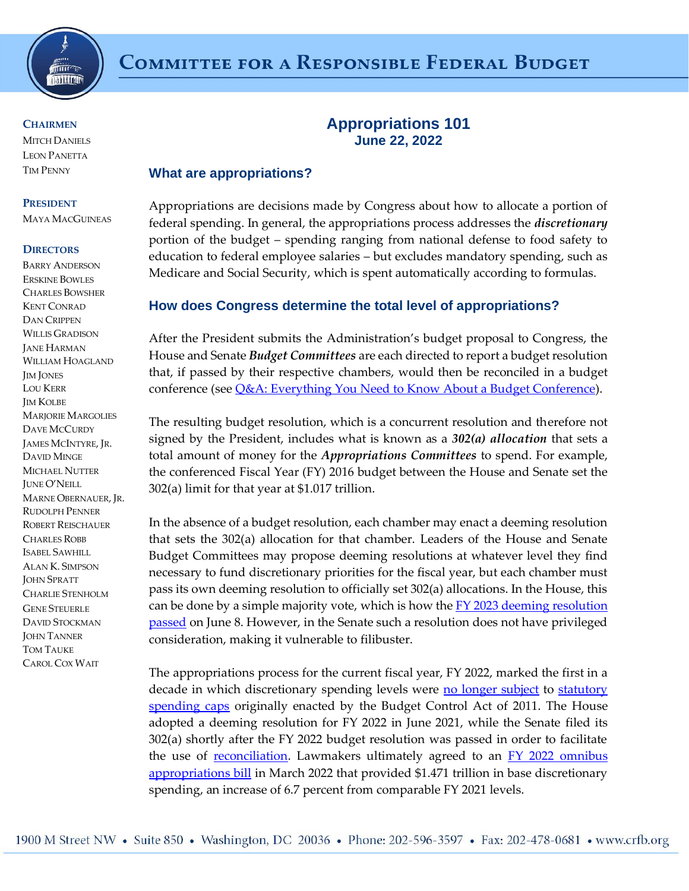# Committee for a Responsible Federal Budget

**CHAIRMEN**
Mitch Daniels
Leon Panetta
Tim Penny

**PRESIDENT**
Maya MacGuineas

**DIRECTORS**
Barry Anderson
Erskine Bowles
Charles Bowsher
Kent Conrad
Dan Crippen
Willis Gradison
Jane Harman
William Hoagland
Jim Jones
Lou Kerr
Jim Kolbe
Marjorie Margolies
Dave McCurdy
James McIntyre, Jr.
David Minge
Michael Nutter
June O'Neill
Marne Obernauer, Jr.
Rudolph Penner
Robert Reischauer
Charles Robb
Isabel Sawhill
Alan K. Simpson
John Spratt
Charlie Stenholm
Gene Steuerle
David Stockman
John Tanner
Tom Tauke
Carol Cox Wait

## Appropriations 101
**June 22, 2022**

### What are appropriations?

Appropriations are decisions made by Congress about how to allocate a portion of federal spending. In general, the appropriations process addresses the ***discretionary*** portion of the budget – spending ranging from national defense to food safety to education to federal employee salaries – but excludes mandatory spending, such as Medicare and Social Security, which is spent automatically according to formulas.

### How does Congress determine the total level of appropriations?

After the President submits the Administration's budget proposal to Congress, the House and Senate ***Budget Committees*** are each directed to report a budget resolution that, if passed by their respective chambers, would then be reconciled in a budget conference (see Q&A: Everything You Need to Know About a Budget Conference).

The resulting budget resolution, which is a concurrent resolution and therefore not signed by the President, includes what is known as a ***302(a) allocation*** that sets a total amount of money for the ***Appropriations Committees*** to spend. For example, the conferenced Fiscal Year (FY) 2016 budget between the House and Senate set the 302(a) limit for that year at $1.017 trillion.

In the absence of a budget resolution, each chamber may enact a deeming resolution that sets the 302(a) allocation for that chamber. Leaders of the House and Senate Budget Committees may propose deeming resolutions at whatever level they find necessary to fund discretionary priorities for the fiscal year, but each chamber must pass its own deeming resolution to officially set 302(a) allocations. In the House, this can be done by a simple majority vote, which is how the FY 2023 deeming resolution passed on June 8. However, in the Senate such a resolution does not have privileged consideration, making it vulnerable to filibuster.

The appropriations process for the current fiscal year, FY 2022, marked the first in a decade in which discretionary spending levels were no longer subject to statutory spending caps originally enacted by the Budget Control Act of 2011. The House adopted a deeming resolution for FY 2022 in June 2021, while the Senate filed its 302(a) shortly after the FY 2022 budget resolution was passed in order to facilitate the use of reconciliation. Lawmakers ultimately agreed to an FY 2022 omnibus appropriations bill in March 2022 that provided $1.471 trillion in base discretionary spending, an increase of 6.7 percent from comparable FY 2021 levels.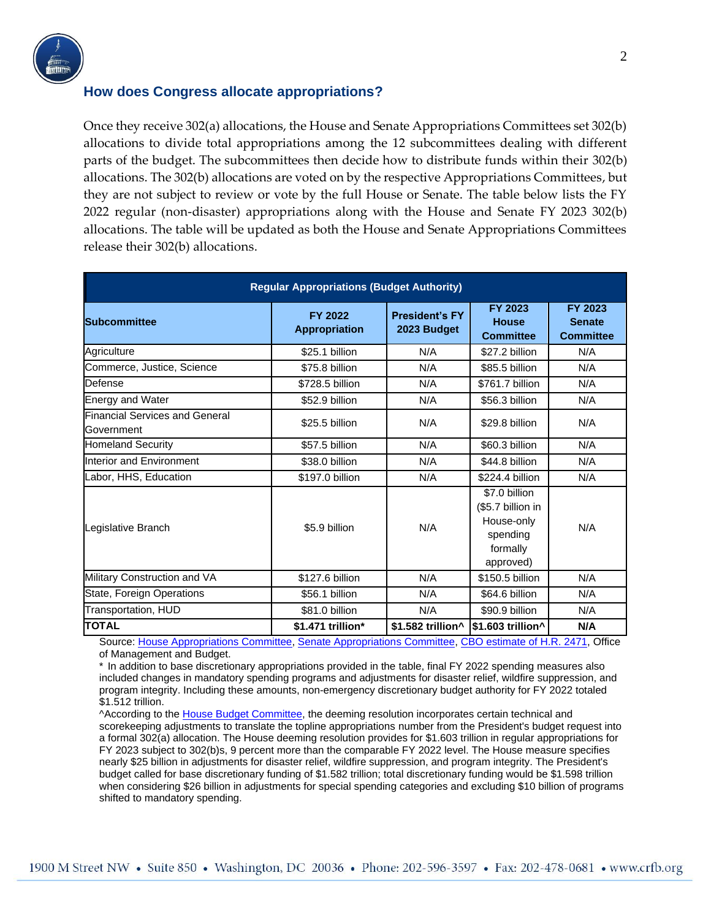## How does Congress allocate appropriations?

Once they receive 302(a) allocations, the House and Senate Appropriations Committees set 302(b) allocations to divide total appropriations among the 12 subcommittees dealing with different parts of the budget. The subcommittees then decide how to distribute funds within their 302(b) allocations. The 302(b) allocations are voted on by the respective Appropriations Committees, but they are not subject to review or vote by the full House or Senate. The table below lists the FY 2022 regular (non-disaster) appropriations along with the House and Senate FY 2023 302(b) allocations. The table will be updated as both the House and Senate Appropriations Committees release their 302(b) allocations.

| Regular Appropriations (Budget Authority) | | | | |
|---|---|---|---|---|
| **Subcommittee** | **FY 2022 Appropriation** | **President's FY 2023 Budget** | **FY 2023 House Committee** | **FY 2023 Senate Committee** |
| Agriculture | $25.1 billion | N/A | $27.2 billion | N/A |
| Commerce, Justice, Science | $75.8 billion | N/A | $85.5 billion | N/A |
| Defense | $728.5 billion | N/A | $761.7 billion | N/A |
| Energy and Water | $52.9 billion | N/A | $56.3 billion | N/A |
| Financial Services and General Government | $25.5 billion | N/A | $29.8 billion | N/A |
| Homeland Security | $57.5 billion | N/A | $60.3 billion | N/A |
| Interior and Environment | $38.0 billion | N/A | $44.8 billion | N/A |
| Labor, HHS, Education | $197.0 billion | N/A | $224.4 billion | N/A |
| Legislative Branch | $5.9 billion | N/A | $7.0 billion ($5.7 billion in House-only spending formally approved) | N/A |
| Military Construction and VA | $127.6 billion | N/A | $150.5 billion | N/A |
| State, Foreign Operations | $56.1 billion | N/A | $64.6 billion | N/A |
| Transportation, HUD | $81.0 billion | N/A | $90.9 billion | N/A |
| **TOTAL** | **$1.471 trillion*** | **$1.582 trillion^** | **$1.603 trillion^** | **N/A** |

Source: House Appropriations Committee, Senate Appropriations Committee, CBO estimate of H.R. 2471, Office of Management and Budget.

\* In addition to base discretionary appropriations provided in the table, final FY 2022 spending measures also included changes in mandatory spending programs and adjustments for disaster relief, wildfire suppression, and program integrity. Including these amounts, non-emergency discretionary budget authority for FY 2022 totaled $1.512 trillion.

^According to the House Budget Committee, the deeming resolution incorporates certain technical and scorekeeping adjustments to translate the topline appropriations number from the President's budget request into a formal 302(a) allocation. The House deeming resolution provides for $1.603 trillion in regular appropriations for FY 2023 subject to 302(b)s, 9 percent more than the comparable FY 2022 level. The House measure specifies nearly $25 billion in adjustments for disaster relief, wildfire suppression, and program integrity. The President's budget called for base discretionary funding of $1.582 trillion; total discretionary funding would be $1.598 trillion when considering $26 billion in adjustments for special spending categories and excluding $10 billion of programs shifted to mandatory spending.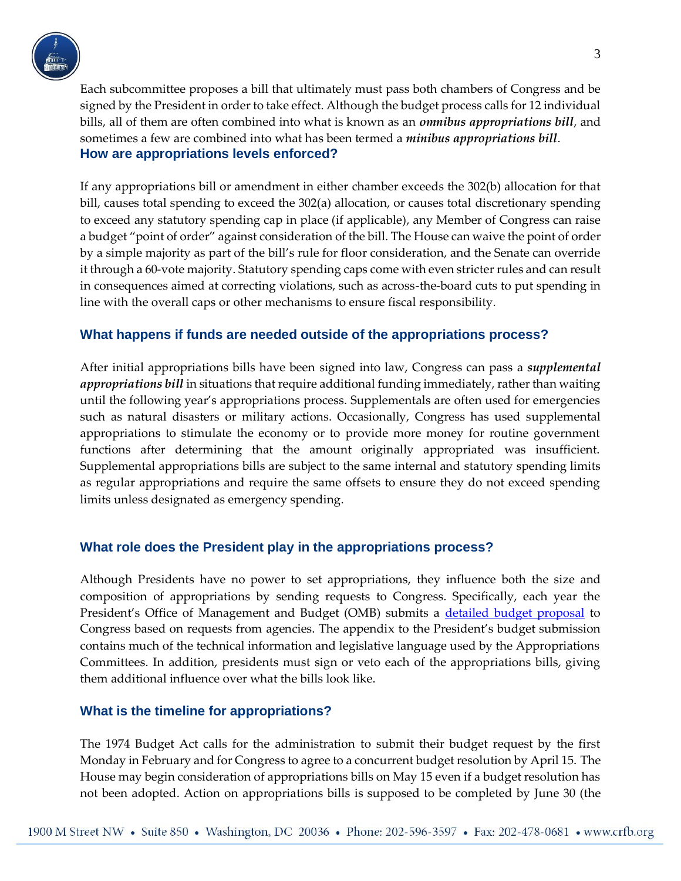Each subcommittee proposes a bill that ultimately must pass both chambers of Congress and be signed by the President in order to take effect. Although the budget process calls for 12 individual bills, all of them are often combined into what is known as an ***omnibus appropriations bill***, and sometimes a few are combined into what has been termed a ***minibus appropriations bill***.

## How are appropriations levels enforced?

If any appropriations bill or amendment in either chamber exceeds the 302(b) allocation for that bill, causes total spending to exceed the 302(a) allocation, or causes total discretionary spending to exceed any statutory spending cap in place (if applicable), any Member of Congress can raise a budget "point of order" against consideration of the bill. The House can waive the point of order by a simple majority as part of the bill's rule for floor consideration, and the Senate can override it through a 60-vote majority. Statutory spending caps come with even stricter rules and can result in consequences aimed at correcting violations, such as across-the-board cuts to put spending in line with the overall caps or other mechanisms to ensure fiscal responsibility.

## What happens if funds are needed outside of the appropriations process?

After initial appropriations bills have been signed into law, Congress can pass a ***supplemental appropriations bill*** in situations that require additional funding immediately, rather than waiting until the following year's appropriations process. Supplementals are often used for emergencies such as natural disasters or military actions. Occasionally, Congress has used supplemental appropriations to stimulate the economy or to provide more money for routine government functions after determining that the amount originally appropriated was insufficient. Supplemental appropriations bills are subject to the same internal and statutory spending limits as regular appropriations and require the same offsets to ensure they do not exceed spending limits unless designated as emergency spending.

## What role does the President play in the appropriations process?

Although Presidents have no power to set appropriations, they influence both the size and composition of appropriations by sending requests to Congress. Specifically, each year the President's Office of Management and Budget (OMB) submits a [detailed budget proposal]() to Congress based on requests from agencies. The appendix to the President's budget submission contains much of the technical information and legislative language used by the Appropriations Committees. In addition, presidents must sign or veto each of the appropriations bills, giving them additional influence over what the bills look like.

## What is the timeline for appropriations?

The 1974 Budget Act calls for the administration to submit their budget request by the first Monday in February and for Congress to agree to a concurrent budget resolution by April 15. The House may begin consideration of appropriations bills on May 15 even if a budget resolution has not been adopted. Action on appropriations bills is supposed to be completed by June 30 (the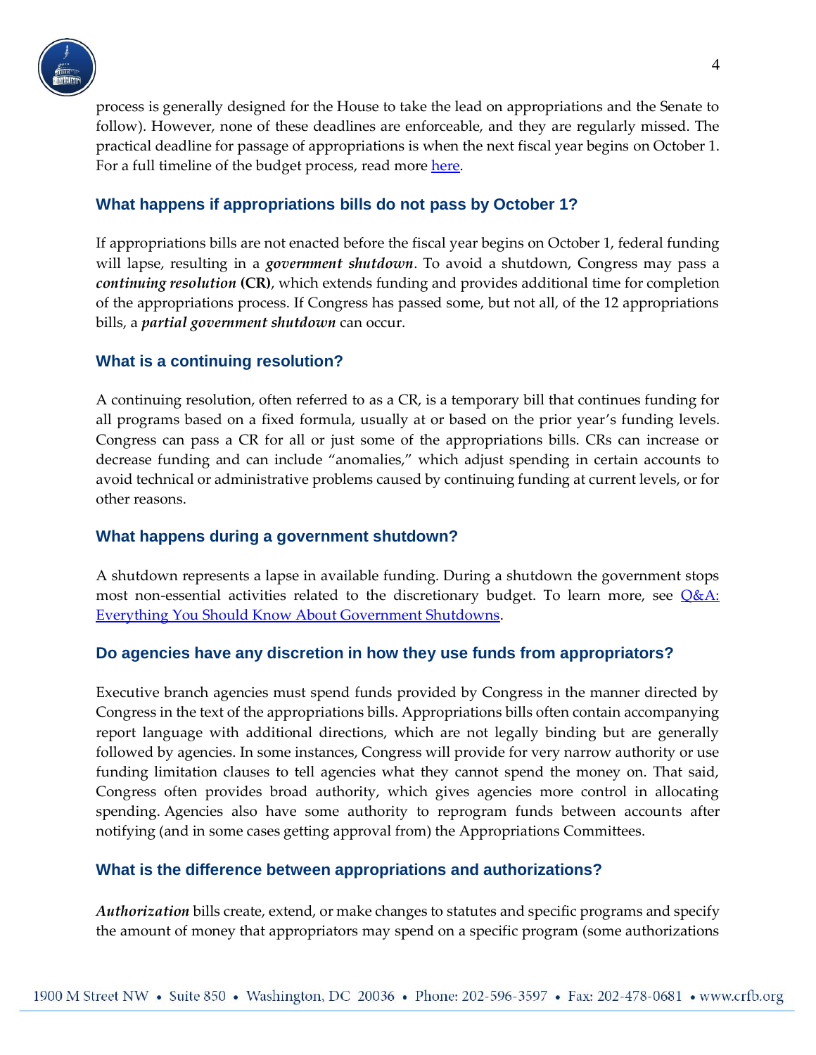process is generally designed for the House to take the lead on appropriations and the Senate to follow). However, none of these deadlines are enforceable, and they are regularly missed. The practical deadline for passage of appropriations is when the next fiscal year begins on October 1. For a full timeline of the budget process, read more here.

### What happens if appropriations bills do not pass by October 1?

If appropriations bills are not enacted before the fiscal year begins on October 1, federal funding will lapse, resulting in a ***government shutdown***. To avoid a shutdown, Congress may pass a ***continuing resolution*** **(CR)**, which extends funding and provides additional time for completion of the appropriations process. If Congress has passed some, but not all, of the 12 appropriations bills, a ***partial government shutdown*** can occur.

### What is a continuing resolution?

A continuing resolution, often referred to as a CR, is a temporary bill that continues funding for all programs based on a fixed formula, usually at or based on the prior year's funding levels. Congress can pass a CR for all or just some of the appropriations bills. CRs can increase or decrease funding and can include "anomalies," which adjust spending in certain accounts to avoid technical or administrative problems caused by continuing funding at current levels, or for other reasons.

### What happens during a government shutdown?

A shutdown represents a lapse in available funding. During a shutdown the government stops most non-essential activities related to the discretionary budget. To learn more, see Q&A: Everything You Should Know About Government Shutdowns.

### Do agencies have any discretion in how they use funds from appropriators?

Executive branch agencies must spend funds provided by Congress in the manner directed by Congress in the text of the appropriations bills. Appropriations bills often contain accompanying report language with additional directions, which are not legally binding but are generally followed by agencies. In some instances, Congress will provide for very narrow authority or use funding limitation clauses to tell agencies what they cannot spend the money on. That said, Congress often provides broad authority, which gives agencies more control in allocating spending. Agencies also have some authority to reprogram funds between accounts after notifying (and in some cases getting approval from) the Appropriations Committees.

### What is the difference between appropriations and authorizations?

***Authorization*** bills create, extend, or make changes to statutes and specific programs and specify the amount of money that appropriators may spend on a specific program (some authorizations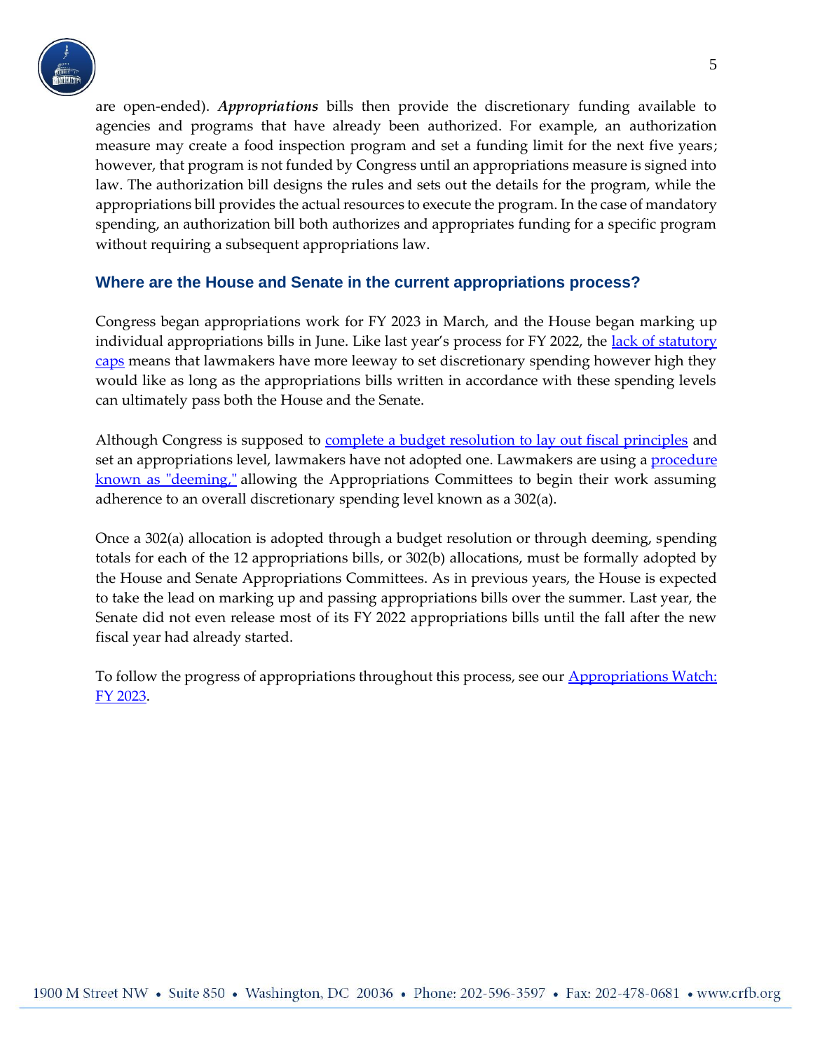are open-ended). ***Appropriations*** bills then provide the discretionary funding available to agencies and programs that have already been authorized. For example, an authorization measure may create a food inspection program and set a funding limit for the next five years; however, that program is not funded by Congress until an appropriations measure is signed into law. The authorization bill designs the rules and sets out the details for the program, while the appropriations bill provides the actual resources to execute the program. In the case of mandatory spending, an authorization bill both authorizes and appropriates funding for a specific program without requiring a subsequent appropriations law.

## Where are the House and Senate in the current appropriations process?

Congress began appropriations work for FY 2023 in March, and the House began marking up individual appropriations bills in June. Like last year's process for FY 2022, the lack of statutory caps means that lawmakers have more leeway to set discretionary spending however high they would like as long as the appropriations bills written in accordance with these spending levels can ultimately pass both the House and the Senate.

Although Congress is supposed to complete a budget resolution to lay out fiscal principles and set an appropriations level, lawmakers have not adopted one. Lawmakers are using a procedure known as "deeming," allowing the Appropriations Committees to begin their work assuming adherence to an overall discretionary spending level known as a 302(a).

Once a 302(a) allocation is adopted through a budget resolution or through deeming, spending totals for each of the 12 appropriations bills, or 302(b) allocations, must be formally adopted by the House and Senate Appropriations Committees. As in previous years, the House is expected to take the lead on marking up and passing appropriations bills over the summer. Last year, the Senate did not even release most of its FY 2022 appropriations bills until the fall after the new fiscal year had already started.

To follow the progress of appropriations throughout this process, see our Appropriations Watch: FY 2023.